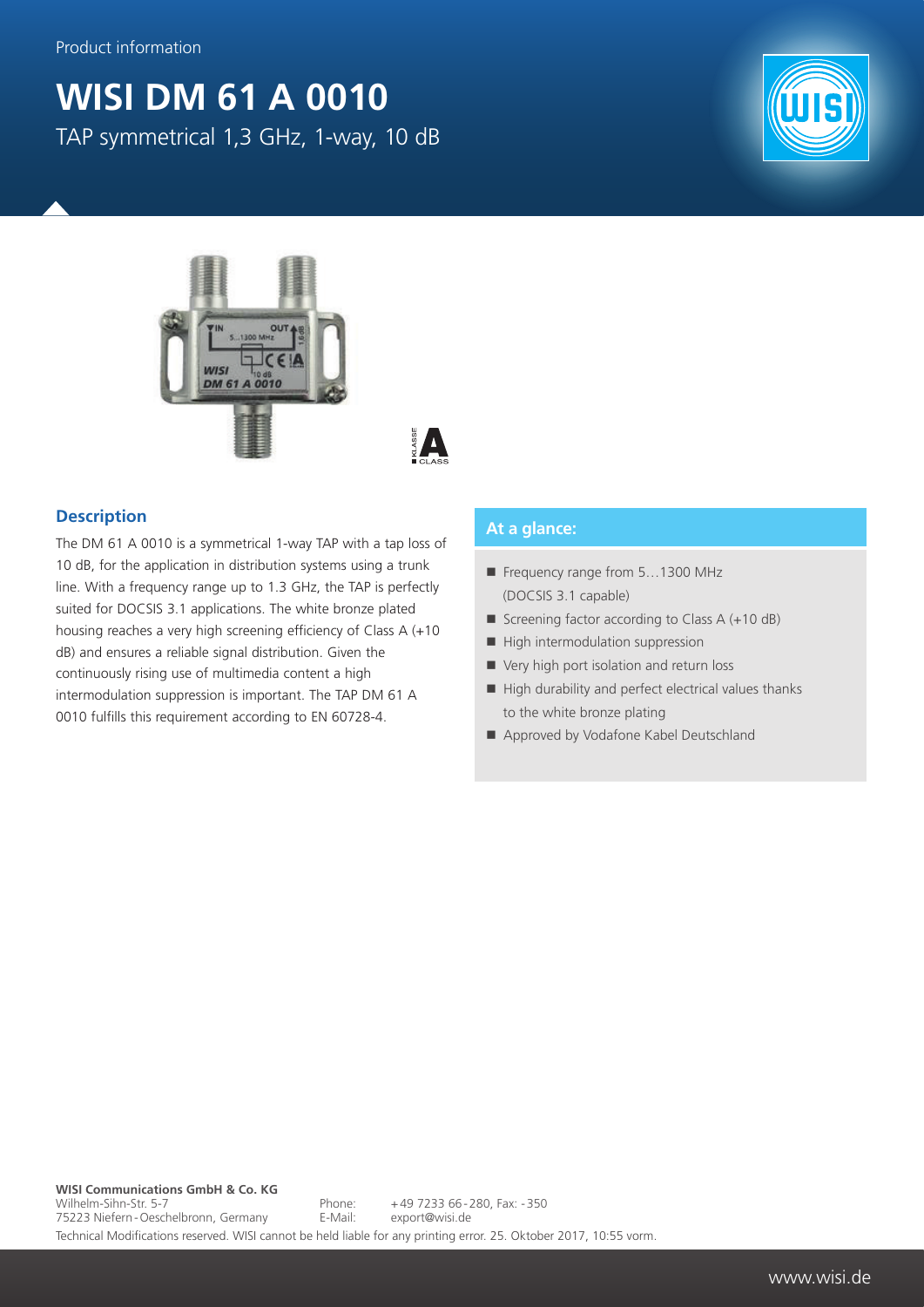Product information

# WISI DM 61 A 0010

TAP symmetrical 1,3 GHz, 1-way, 10 dB

## Description

The DM 61 A 0010 is a symmetrical 1-way TAP with a tap loss of 10 dB, for the application in distribution systems using a trunk line. With a frequency range up to 1.3 GHz, the TAP is perfectly suited for DOCSIS 3.1 applications. The white bronze plated housing reaches a very high screening efficiency of Class A (+10 dB) and ensures a reliable signal distribution. Given the continuously rising use of multimedia content a high intermodulation suppression is important. The TAP DM 61 A 0010 fulfills this requirement according to EN 60728-4.

## At a glance:

- Frequency range from 5…1300 MHz (DOCSIS 3.1 capable)
- Screening factor according to Class A (+10 dB)
- High intermodulation suppression
- Very high port isolation and return loss
- High durability and perfect electrical values thanks to the white bronze plating
- Approved by Vodafone Kabel Deutschland

**WISI Communications GmbH & Co. KG**
Wilhelm-Sihn-Str. 5-7
75223 Niefern-Oeschelbronn, Germany
Phone: +49 7233 66-280, Fax: -350
E-Mail: export@wisi.de

Technical Modifications reserved. WISI cannot be held liable for any printing error. 25. Oktober 2017, 10:55 vorm.

www.wisi.de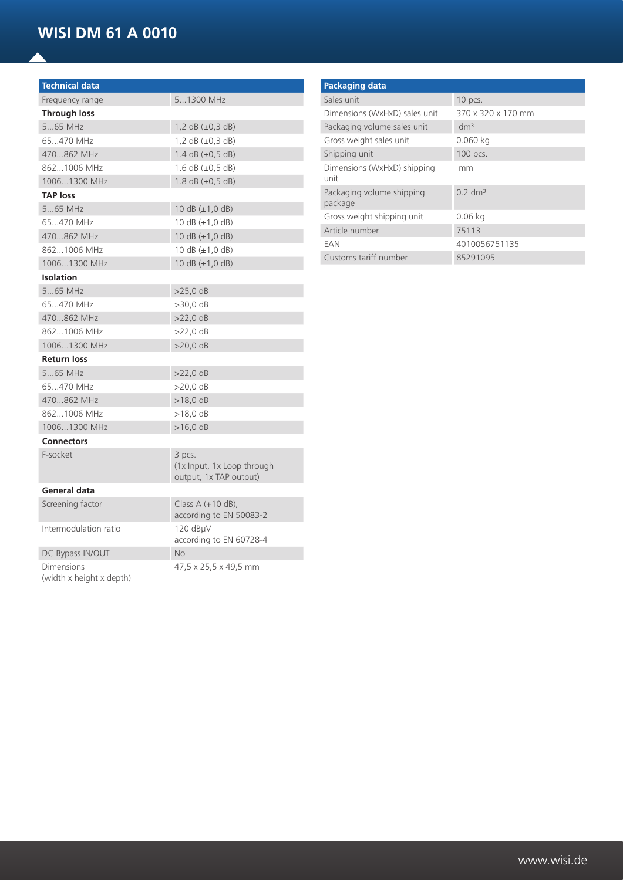# WISI DM 61 A 0010

| Technical data | |
|---|---|
| Frequency range | 5...1300 MHz |
| **Through loss** | |
| 5...65 MHz | 1,2 dB (±0,3 dB) |
| 65...470 MHz | 1,2 dB (±0,3 dB) |
| 470...862 MHz | 1.4 dB (±0,5 dB) |
| 862...1006 MHz | 1.6 dB (±0,5 dB) |
| 1006...1300 MHz | 1.8 dB (±0,5 dB) |
| **TAP loss** | |
| 5...65 MHz | 10 dB (±1,0 dB) |
| 65...470 MHz | 10 dB (±1,0 dB) |
| 470...862 MHz | 10 dB (±1,0 dB) |
| 862...1006 MHz | 10 dB (±1,0 dB) |
| 1006...1300 MHz | 10 dB (±1,0 dB) |
| **Isolation** | |
| 5...65 MHz | >25,0 dB |
| 65...470 MHz | >30,0 dB |
| 470...862 MHz | >22,0 dB |
| 862...1006 MHz | >22,0 dB |
| 1006...1300 MHz | >20,0 dB |
| **Return loss** | |
| 5...65 MHz | >22,0 dB |
| 65...470 MHz | >20,0 dB |
| 470...862 MHz | >18,0 dB |
| 862...1006 MHz | >18,0 dB |
| 1006...1300 MHz | >16,0 dB |
| **Connectors** | |
| F-socket | 3 pcs. (1x Input, 1x Loop through output, 1x TAP output) |
| **General data** | |
| Screening factor | Class A (+10 dB), according to EN 50083-2 |
| Intermodulation ratio | 120 dBµV according to EN 60728-4 |
| DC Bypass IN/OUT | No |
| Dimensions (width x height x depth) | 47,5 x 25,5 x 49,5 mm |

| Packaging data | |
|---|---|
| Sales unit | 10 pcs. |
| Dimensions (WxHxD) sales unit | 370 x 320 x 170 mm |
| Packaging volume sales unit | dm³ |
| Gross weight sales unit | 0.060 kg |
| Shipping unit | 100 pcs. |
| Dimensions (WxHxD) shipping unit | mm |
| Packaging volume shipping package | 0.2 dm³ |
| Gross weight shipping unit | 0.06 kg |
| Article number | 75113 |
| EAN | 4010056751135 |
| Customs tariff number | 85291095 |